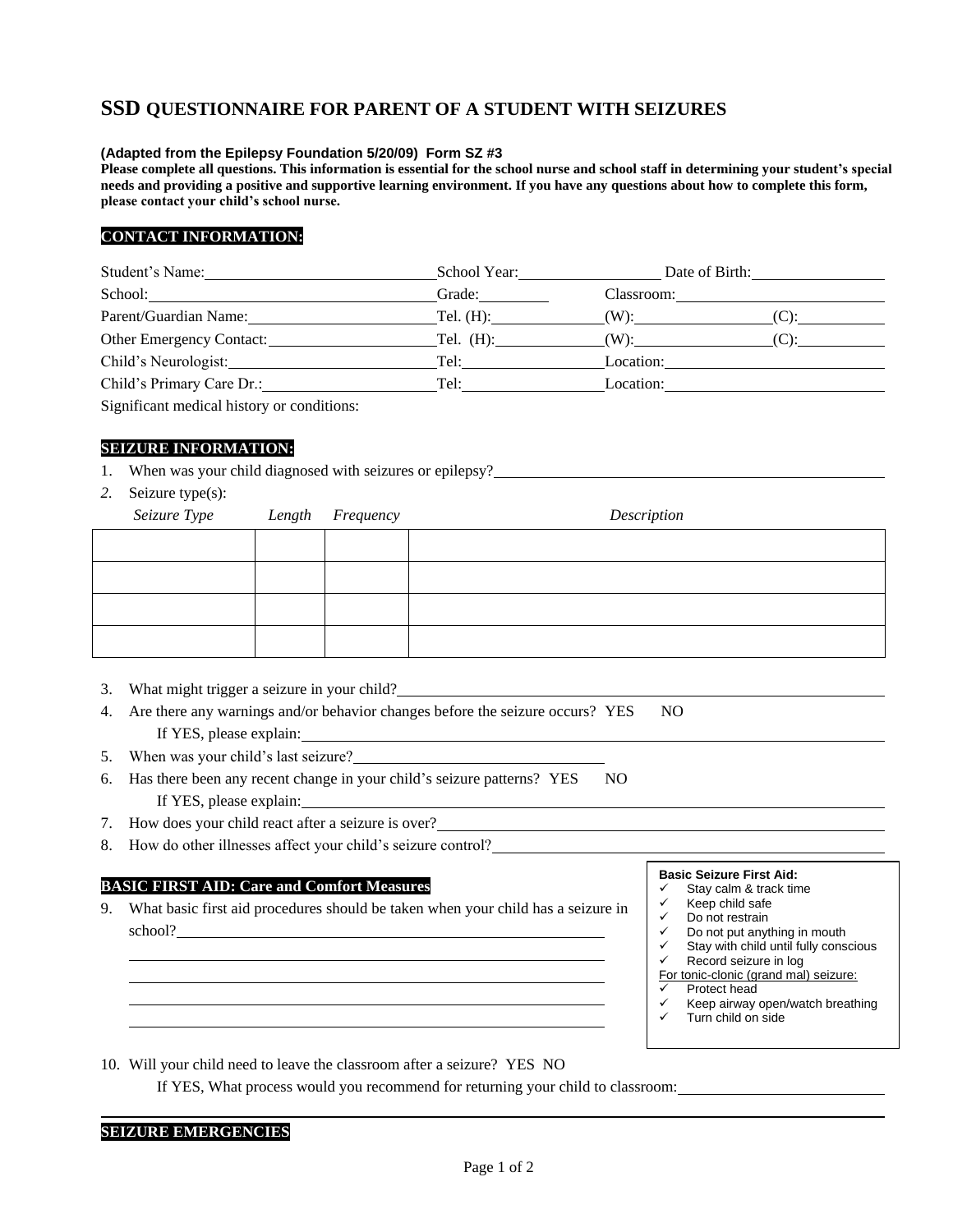# SSD QUESTIONNAIRE FOR PARENT OF A STUDENT WITH SEIZURES

**(Adapted from the Epilepsy Foundation 5/20/09) Form SZ #3**

**Please complete all questions. This information is essential for the school nurse and school staff in determining your student's special needs and providing a positive and supportive learning environment. If you have any questions about how to complete this form, please contact your child's school nurse.**

## CONTACT INFORMATION:

Student's Name: ____________________ School Year: ____________ Date of Birth: ____________

School: ____________________ Grade: ________ Classroom: ____________________

Parent/Guardian Name: ____________________ Tel. (H): ____________ (W): ____________ (C): ________

Other Emergency Contact: ____________________ Tel. (H): ____________ (W): ____________ (C): ________

Child's Neurologist: ____________________ Tel: ____________ Location: ____________________

Child's Primary Care Dr.: ____________________ Tel: ____________ Location: ____________________

Significant medical history or conditions:

## SEIZURE INFORMATION:

1. When was your child diagnosed with seizures or epilepsy? ____________________
2. Seizure type(s):

| *Seizure Type* | *Length* | *Frequency* | *Description* |
|---|---|---|---|
| | | | |
| | | | |
| | | | |
| | | | |

3. What might trigger a seizure in your child? ____________________
4. Are there any warnings and/or behavior changes before the seizure occurs? YES NO
   If YES, please explain: ____________________
5. When was your child's last seizure? ____________________
6. Has there been any recent change in your child's seizure patterns? YES NO
   If YES, please explain: ____________________
7. How does your child react after a seizure is over? ____________________
8. How do other illnesses affect your child's seizure control? ____________________

## BASIC FIRST AID: Care and Comfort Measures

9. What basic first aid procedures should be taken when your child has a seizure in school? ____________________

**Basic Seizure First Aid:**
- ✓ Stay calm & track time
- ✓ Keep child safe
- ✓ Do not restrain
- ✓ Do not put anything in mouth
- ✓ Stay with child until fully conscious
- ✓ Record seizure in log

For tonic-clonic (grand mal) seizure:
- ✓ Protect head
- ✓ Keep airway open/watch breathing
- ✓ Turn child on side

10. Will your child need to leave the classroom after a seizure? YES NO
    If YES, What process would you recommend for returning your child to classroom: ____________________

## SEIZURE EMERGENCIES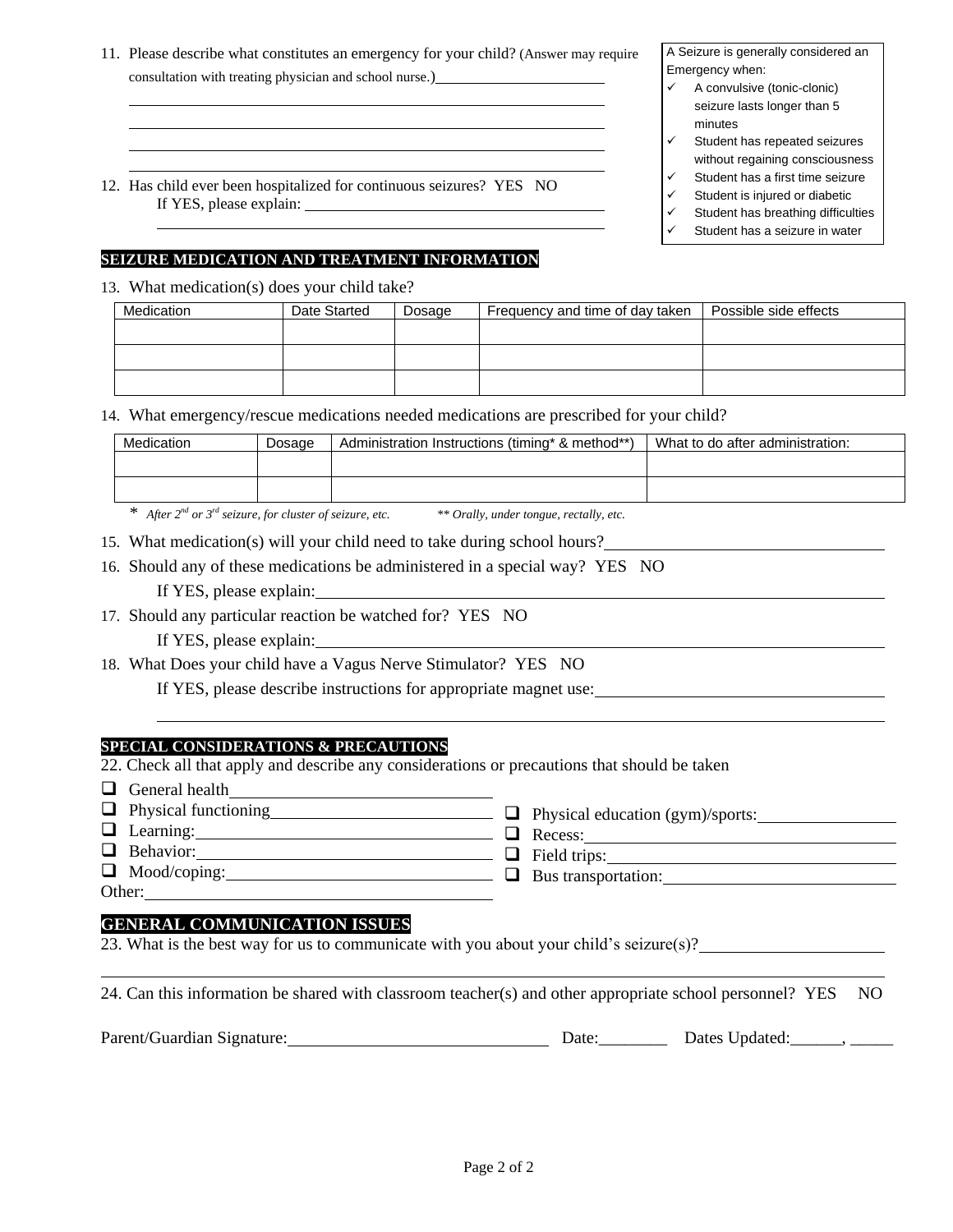11. Please describe what constitutes an emergency for your child? (Answer may require consultation with treating physician and school nurse.)\_\_\_\_\_\_\_\_\_\_\_\_\_\_\_\_\_\_\_\_\_\_\_\_

\_\_\_\_\_\_\_\_\_\_\_\_\_\_\_\_\_\_\_\_\_\_\_\_\_\_\_\_\_\_\_\_\_\_\_\_\_\_\_\_\_\_\_\_\_\_\_\_\_\_\_\_\_\_\_\_\_\_

\_\_\_\_\_\_\_\_\_\_\_\_\_\_\_\_\_\_\_\_\_\_\_\_\_\_\_\_\_\_\_\_\_\_\_\_\_\_\_\_\_\_\_\_\_\_\_\_\_\_\_\_\_\_\_\_\_\_

\_\_\_\_\_\_\_\_\_\_\_\_\_\_\_\_\_\_\_\_\_\_\_\_\_\_\_\_\_\_\_\_\_\_\_\_\_\_\_\_\_\_\_\_\_\_\_\_\_\_\_\_\_\_\_\_\_\_

\_\_\_\_\_\_\_\_\_\_\_\_\_\_\_\_\_\_\_\_\_\_\_\_\_\_\_\_\_\_\_\_\_\_\_\_\_\_\_\_\_\_\_\_\_\_\_\_\_\_\_\_\_\_\_\_\_\_

12. Has child ever been hospitalized for continuous seizures? YES NO
    If YES, please explain: \_\_\_\_\_\_\_\_\_\_\_\_\_\_\_\_\_\_\_\_\_\_\_\_\_\_\_\_\_\_\_\_\_\_\_\_\_\_\_

    \_\_\_\_\_\_\_\_\_\_\_\_\_\_\_\_\_\_\_\_\_\_\_\_\_\_\_\_\_\_\_\_\_\_\_\_\_\_\_\_\_\_\_\_\_\_\_\_\_\_\_\_\_\_\_\_\_\_

A Seizure is generally considered an Emergency when:
- ✓ A convulsive (tonic-clonic) seizure lasts longer than 5 minutes
- ✓ Student has repeated seizures without regaining consciousness
- ✓ Student has a first time seizure
- ✓ Student is injured or diabetic
- ✓ Student has breathing difficulties
- ✓ Student has a seizure in water

## SEIZURE MEDICATION AND TREATMENT INFORMATION

13. What medication(s) does your child take?

| Medication | Date Started | Dosage | Frequency and time of day taken | Possible side effects |
|---|---|---|---|---|
| | | | | |
| | | | | |
| | | | | |

14. What emergency/rescue medications needed medications are prescribed for your child?

| Medication | Dosage | Administration Instructions (timing* & method**) | What to do after administration: |
|---|---|---|---|
| | | | |
| | | | |

\* *After 2nd or 3rd seizure, for cluster of seizure, etc.* \*\* *Orally, under tongue, rectally, etc.*

15. What medication(s) will your child need to take during school hours?\_\_\_\_\_\_\_\_\_\_\_\_\_\_\_\_\_\_\_\_\_\_\_\_\_\_\_\_\_\_\_\_\_\_
16. Should any of these medications be administered in a special way? YES NO
    If YES, please explain:\_\_\_\_\_\_\_\_\_\_\_\_\_\_\_\_\_\_\_\_\_\_\_\_\_\_\_\_\_\_\_\_\_\_\_\_\_\_\_\_\_\_\_\_\_\_\_\_\_\_\_\_\_\_\_\_\_\_\_\_\_\_\_\_\_\_\_\_
17. Should any particular reaction be watched for? YES NO
    If YES, please explain:\_\_\_\_\_\_\_\_\_\_\_\_\_\_\_\_\_\_\_\_\_\_\_\_\_\_\_\_\_\_\_\_\_\_\_\_\_\_\_\_\_\_\_\_\_\_\_\_\_\_\_\_\_\_\_\_\_\_\_\_\_\_\_\_\_\_\_\_
18. What Does your child have a Vagus Nerve Stimulator? YES NO
    If YES, please describe instructions for appropriate magnet use:\_\_\_\_\_\_\_\_\_\_\_\_\_\_\_\_\_\_\_\_\_\_\_\_\_\_\_\_\_\_\_\_\_\_\_\_

    \_\_\_\_\_\_\_\_\_\_\_\_\_\_\_\_\_\_\_\_\_\_\_\_\_\_\_\_\_\_\_\_\_\_\_\_\_\_\_\_\_\_\_\_\_\_\_\_\_\_\_\_\_\_\_\_\_\_\_\_\_\_\_\_\_\_\_\_\_\_\_\_\_\_\_\_\_\_\_\_\_\_

## SPECIAL CONSIDERATIONS & PRECAUTIONS

22. Check all that apply and describe any considerations or precautions that should be taken

- ❑ General health\_\_\_\_\_\_\_\_\_\_\_\_\_\_\_\_\_\_\_\_\_\_\_\_\_\_\_\_\_\_\_\_
- ❑ Physical functioning\_\_\_\_\_\_\_\_\_\_\_\_\_\_\_\_\_\_\_\_\_\_\_\_\_\_\_\_
- ❑ Learning:\_\_\_\_\_\_\_\_\_\_\_\_\_\_\_\_\_\_\_\_\_\_\_\_\_\_\_\_\_\_\_\_\_\_\_\_\_
- ❑ Behavior:\_\_\_\_\_\_\_\_\_\_\_\_\_\_\_\_\_\_\_\_\_\_\_\_\_\_\_\_\_\_\_\_\_\_\_\_\_
- ❑ Mood/coping:\_\_\_\_\_\_\_\_\_\_\_\_\_\_\_\_\_\_\_\_\_\_\_\_\_\_\_\_\_\_\_\_\_\_

Other:\_\_\_\_\_\_\_\_\_\_\_\_\_\_\_\_\_\_\_\_\_\_\_\_\_\_\_\_\_\_\_\_\_\_\_\_\_\_\_\_\_

- ❑ Physical education (gym)/sports:\_\_\_\_\_\_\_\_\_\_\_\_\_\_\_\_\_\_
- ❑ Recess:\_\_\_\_\_\_\_\_\_\_\_\_\_\_\_\_\_\_\_\_\_\_\_\_\_\_\_\_\_\_\_\_\_\_\_\_\_\_\_\_
- ❑ Field trips:\_\_\_\_\_\_\_\_\_\_\_\_\_\_\_\_\_\_\_\_\_\_\_\_\_\_\_\_\_\_\_\_\_\_\_\_\_
- ❑ Bus transportation:\_\_\_\_\_\_\_\_\_\_\_\_\_\_\_\_\_\_\_\_\_\_\_\_\_\_\_\_\_

## GENERAL COMMUNICATION ISSUES

23. What is the best way for us to communicate with you about your child's seizure(s)?\_\_\_\_\_\_\_\_\_\_\_\_\_\_\_\_\_\_\_\_\_\_\_\_

\_\_\_\_\_\_\_\_\_\_\_\_\_\_\_\_\_\_\_\_\_\_\_\_\_\_\_\_\_\_\_\_\_\_\_\_\_\_\_\_\_\_\_\_\_\_\_\_\_\_\_\_\_\_\_\_\_\_\_\_\_\_\_\_\_\_\_\_\_\_\_\_\_\_\_\_\_\_\_\_\_\_\_\_\_\_\_\_\_

24. Can this information be shared with classroom teacher(s) and other appropriate school personnel? YES NO

Parent/Guardian Signature:\_\_\_\_\_\_\_\_\_\_\_\_\_\_\_\_\_\_\_\_\_\_\_\_\_\_\_\_\_\_\_\_\_\_ Date:\_\_\_\_\_\_\_\_ Dates Updated:\_\_\_\_\_\_, \_\_\_\_\_